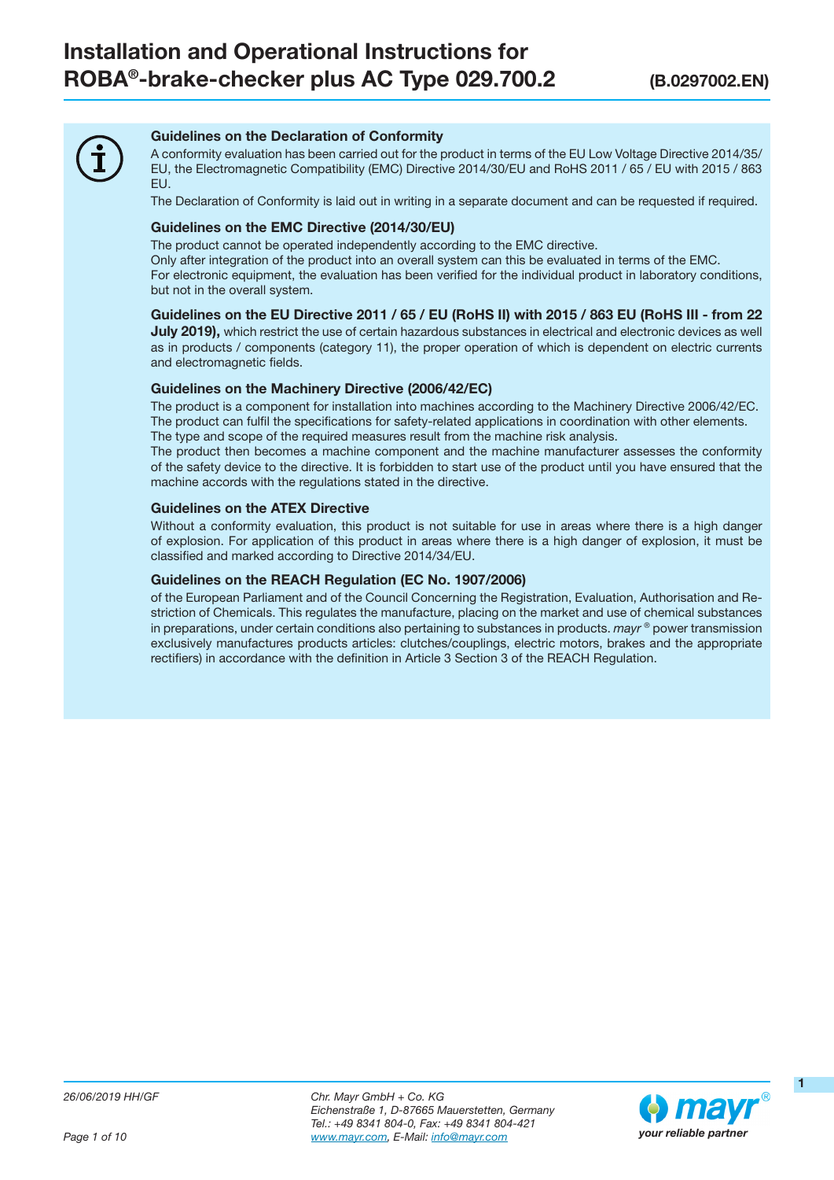# Installation and Operational Instructions for ROBA®-brake-checker plus AC Type 029.700.2

**(B.0297002.EN)**

### Guidelines on the Declaration of Conformity

A conformity evaluation has been carried out for the product in terms of the EU Low Voltage Directive 2014/35/EU, the Electromagnetic Compatibility (EMC) Directive 2014/30/EU and RoHS 2011 / 65 / EU with 2015 / 863 EU.

The Declaration of Conformity is laid out in writing in a separate document and can be requested if required.

### Guidelines on the EMC Directive (2014/30/EU)

The product cannot be operated independently according to the EMC directive.
Only after integration of the product into an overall system can this be evaluated in terms of the EMC.
For electronic equipment, the evaluation has been verified for the individual product in laboratory conditions, but not in the overall system.

**Guidelines on the EU Directive 2011 / 65 / EU (RoHS II) with 2015 / 863 EU (RoHS III - from 22 July 2019),** which restrict the use of certain hazardous substances in electrical and electronic devices as well as in products / components (category 11), the proper operation of which is dependent on electric currents and electromagnetic fields.

### Guidelines on the Machinery Directive (2006/42/EC)

The product is a component for installation into machines according to the Machinery Directive 2006/42/EC.
The product can fulfil the specifications for safety-related applications in coordination with other elements.
The type and scope of the required measures result from the machine risk analysis.
The product then becomes a machine component and the machine manufacturer assesses the conformity of the safety device to the directive. It is forbidden to start use of the product until you have ensured that the machine accords with the regulations stated in the directive.

### Guidelines on the ATEX Directive

Without a conformity evaluation, this product is not suitable for use in areas where there is a high danger of explosion. For application of this product in areas where there is a high danger of explosion, it must be classified and marked according to Directive 2014/34/EU.

### Guidelines on the REACH Regulation (EC No. 1907/2006)

of the European Parliament and of the Council Concerning the Registration, Evaluation, Authorisation and Restriction of Chemicals. This regulates the manufacture, placing on the market and use of chemical substances in preparations, under certain conditions also pertaining to substances in products. *mayr* ® power transmission exclusively manufactures products articles: clutches/couplings, electric motors, brakes and the appropriate rectifiers) in accordance with the definition in Article 3 Section 3 of the REACH Regulation.

*26/06/2019 HH/GF*

*Chr. Mayr GmbH + Co. KG*
*Eichenstraße 1, D-87665 Mauerstetten, Germany*
*Tel.: +49 8341 804-0, Fax: +49 8341 804-421*
*www.mayr.com, E-Mail: info@mayr.com*

*your reliable partner*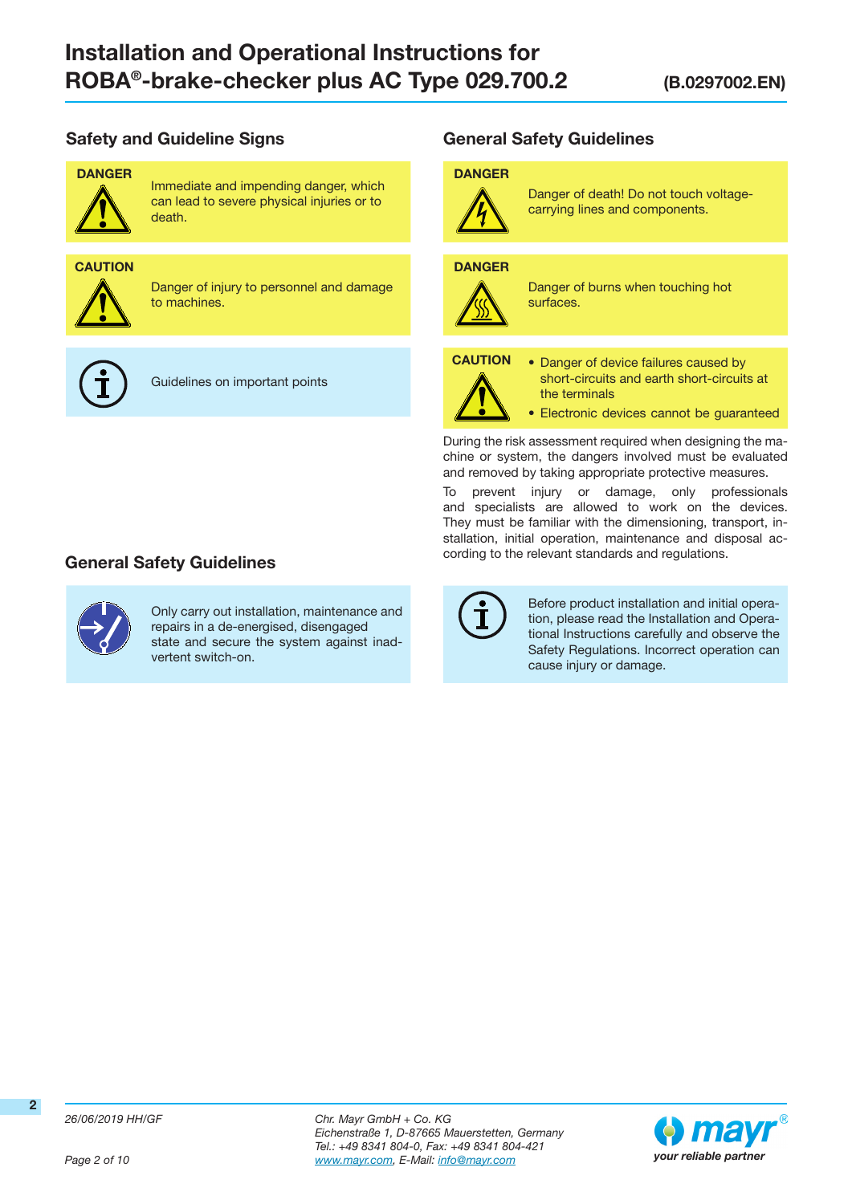## Safety and Guideline Signs

**DANGER**

Immediate and impending danger, which can lead to severe physical injuries or to death.

**CAUTION**

Danger of injury to personnel and damage to machines.

Guidelines on important points

## General Safety Guidelines

**DANGER**

Danger of death! Do not touch voltage-carrying lines and components.

**DANGER**

Danger of burns when touching hot surfaces.

**CAUTION**

- Danger of device failures caused by short-circuits and earth short-circuits at the terminals
- Electronic devices cannot be guaranteed

During the risk assessment required when designing the machine or system, the dangers involved must be evaluated and removed by taking appropriate protective measures.

To prevent injury or damage, only professionals and specialists are allowed to work on the devices. They must be familiar with the dimensioning, transport, installation, initial operation, maintenance and disposal according to the relevant standards and regulations.

## General Safety Guidelines

Only carry out installation, maintenance and repairs in a de-energised, disengaged state and secure the system against inadvertent switch-on.

Before product installation and initial operation, please read the Installation and Operational Instructions carefully and observe the Safety Regulations. Incorrect operation can cause injury or damage.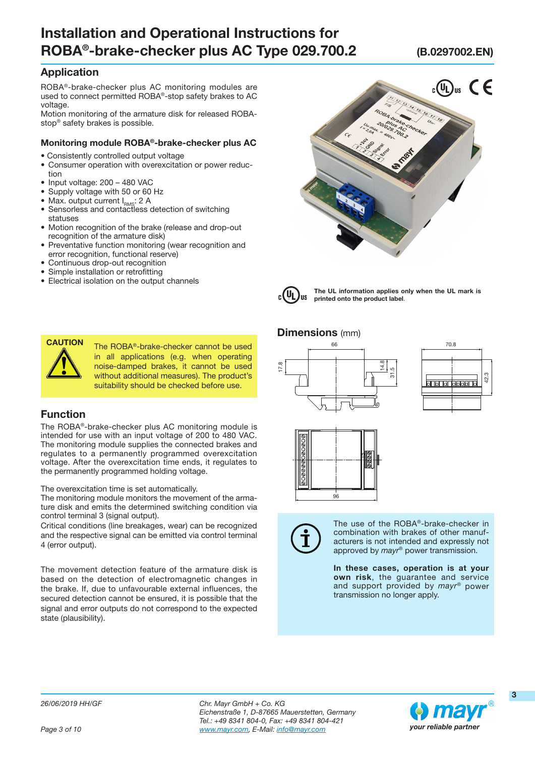# Installation and Operational Instructions for ROBA®-brake-checker plus AC Type 029.700.2

(B.0297002.EN)

## Application

ROBA®-brake-checker plus AC monitoring modules are used to connect permitted ROBA®-stop safety brakes to AC voltage.
Motion monitoring of the armature disk for released ROBA-stop® safety brakes is possible.

### Monitoring module ROBA®-brake-checker plus AC

- Consistently controlled output voltage
- Consumer operation with overexcitation or power reduction
- Input voltage: 200 – 480 VAC
- Supply voltage with 50 or 60 Hz
- Max. output current $I_{RMS}$: 2 A
- Sensorless and contactless detection of switching statuses
- Motion recognition of the brake (release and drop-out recognition of the armature disk)
- Preventative function monitoring (wear recognition and error recognition, functional reserve)
- Continuous drop-out recognition
- Simple installation or retrofitting
- Electrical isolation on the output channels

**The UL information applies only when the UL mark is printed onto the product label.**

**CAUTION**

The ROBA®-brake-checker cannot be used in all applications (e.g. when operating noise-damped brakes, it cannot be used without additional measures). The product's suitability should be checked before use.

## Dimensions (mm)

## Function

The ROBA®-brake-checker plus AC monitoring module is intended for use with an input voltage of 200 to 480 VAC. The monitoring module supplies the connected brakes and regulates to a permanently programmed overexcitation voltage. After the overexcitation time ends, it regulates to the permanently programmed holding voltage.

The overexcitation time is set automatically.
The monitoring module monitors the movement of the armature disk and emits the determined switching condition via control terminal 3 (signal output).
Critical conditions (line breakages, wear) can be recognized and the respective signal can be emitted via control terminal 4 (error output).

The movement detection feature of the armature disk is based on the detection of electromagnetic changes in the brake. If, due to unfavourable external influences, the secured detection cannot be ensured, it is possible that the signal and error outputs do not correspond to the expected state (plausibility).

The use of the ROBA®-brake-checker in combination with brakes of other manufacturers is not intended and expressly not approved by *mayr*® power transmission.

**In these cases, operation is at your own risk**, the guarantee and service and support provided by *mayr*® power transmission no longer apply.

26/06/2019 HH/GF

Chr. Mayr GmbH + Co. KG
Eichenstraße 1, D-87665 Mauerstetten, Germany
Tel.: +49 8341 804-0, Fax: +49 8341 804-421
www.mayr.com, E-Mail: info@mayr.com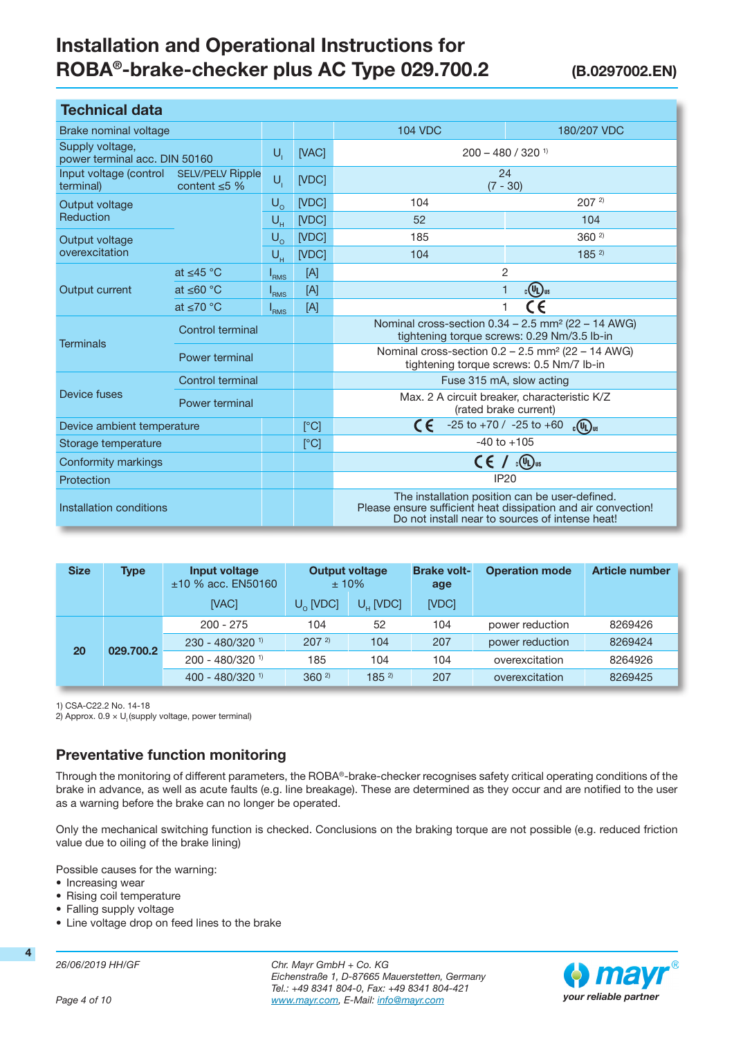# Installation and Operational Instructions for ROBA®-brake-checker plus AC Type 029.700.2

**(B.0297002.EN)**

## Technical data

| Technical data | | | | 104 VDC | 180/207 VDC |
|---|---|---|---|---|---|
| Brake nominal voltage | | | | 104 VDC | 180/207 VDC |
| Supply voltage, power terminal acc. DIN 50160 | | $U_I$ | [VAC] | 200 – 480 / 320 [1] | |
| Input voltage (control terminal) | SELV/PELV Ripple content ≤5 % | $U_I$ | [VDC] | 24 (7 - 30) | |
| Output voltage Reduction | | $U_O$ | [VDC] | 104 | 207 [2] |
| | | $U_H$ | [VDC] | 52 | 104 |
| Output voltage overexcitation | | $U_O$ | [VDC] | 185 | 360 [2] |
| | | $U_H$ | [VDC] | 104 | 185 [2] |
| Output current | at ≤45 °C | $I_{RMS}$ | [A] | 2 | |
| | at ≤60 °C | $I_{RMS}$ | [A] | 1 cULus | |
| | at ≤70 °C | $I_{RMS}$ | [A] | 1 CE | |
| Terminals | Control terminal | | | Nominal cross-section 0.34 – 2.5 mm² (22 – 14 AWG) tightening torque screws: 0.29 Nm/3.5 lb-in | |
| | Power terminal | | | Nominal cross-section 0.2 – 2.5 mm² (22 – 14 AWG) tightening torque screws: 0.5 Nm/7 lb-in | |
| Device fuses | Control terminal | | | Fuse 315 mA, slow acting | |
| | Power terminal | | | Max. 2 A circuit breaker, characteristic K/Z (rated brake current) | |
| Device ambient temperature | | | [°C] | CE -25 to +70 / -25 to +60 cULus | |
| Storage temperature | | | [°C] | -40 to +105 | |
| Conformity markings | | | | CE / cULus | |
| Protection | | | | IP20 | |
| Installation conditions | | | | The installation position can be user-defined. Please ensure sufficient heat dissipation and air convection! Do not install near to sources of intense heat! | |

| Size | Type | Input voltage ±10 % acc. EN50160 | Output voltage ± 10% | | Brake voltage | Operation mode | Article number |
|---|---|---|---|---|---|---|---|
| | | [VAC] | $U_O$ [VDC] | $U_H$ [VDC] | [VDC] | | |
| 20 | 029.700.2 | 200 - 275 | 104 | 52 | 104 | power reduction | 8269426 |
| | | 230 - 480/320 [1] | 207 [2] | 104 | 207 | power reduction | 8269424 |
| | | 200 - 480/320 [1] | 185 | 104 | 104 | overexcitation | 8264926 |
| | | 400 - 480/320 [1] | 360 [2] | 185 [2] | 207 | overexcitation | 8269425 |

1) CSA-C22.2 No. 14-18
2) Approx. 0.9 × $U_I$ (supply voltage, power terminal)

## Preventative function monitoring

Through the monitoring of different parameters, the ROBA®-brake-checker recognises safety critical operating conditions of the brake in advance, as well as acute faults (e.g. line breakage). These are determined as they occur and are notified to the user as a warning before the brake can no longer be operated.

Only the mechanical switching function is checked. Conclusions on the braking torque are not possible (e.g. reduced friction value due to oiling of the brake lining)

Possible causes for the warning:
- Increasing wear
- Rising coil temperature
- Falling supply voltage
- Line voltage drop on feed lines to the brake

26/06/2019 HH/GF

Chr. Mayr GmbH + Co. KG
Eichenstraße 1, D-87665 Mauerstetten, Germany
Tel.: +49 8341 804-0, Fax: +49 8341 804-421
www.mayr.com, E-Mail: info@mayr.com

mayr® your reliable partner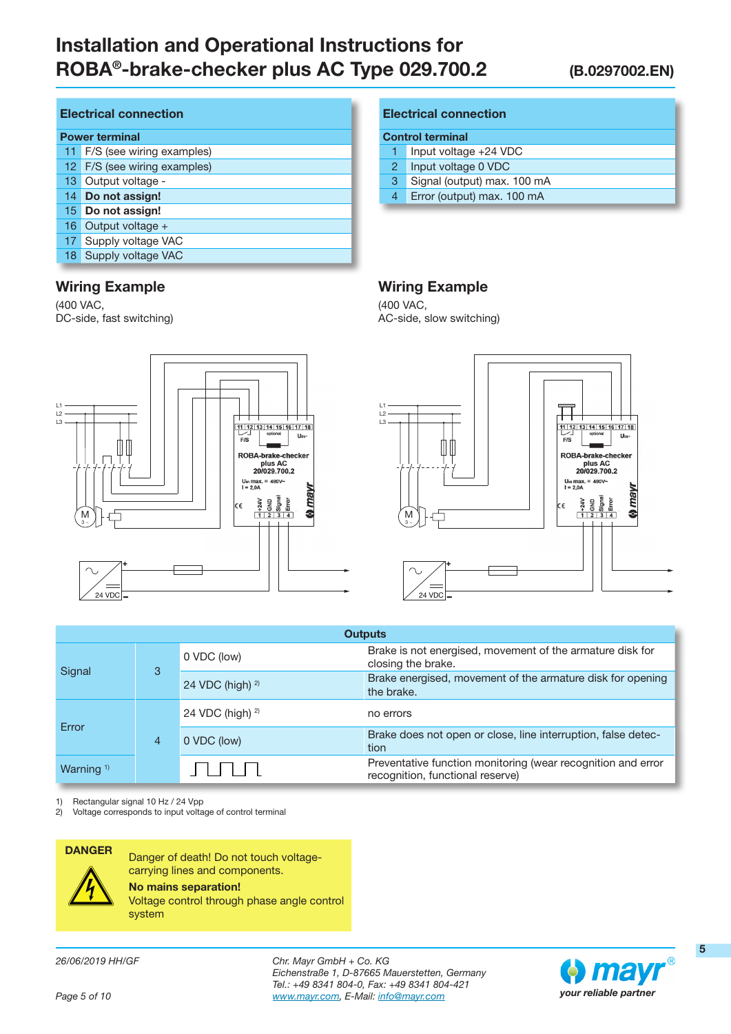# Installation and Operational Instructions for ROBA®-brake-checker plus AC Type 029.700.2

(B.0297002.EN)

## Electrical connection

| Power terminal | |
|---|---|
| 11 | F/S (see wiring examples) |
| 12 | F/S (see wiring examples) |
| 13 | Output voltage - |
| 14 | **Do not assign!** |
| 15 | **Do not assign!** |
| 16 | Output voltage + |
| 17 | Supply voltage VAC |
| 18 | Supply voltage VAC |

## Electrical connection

| Control terminal | |
|---|---|
| 1 | Input voltage +24 VDC |
| 2 | Input voltage 0 VDC |
| 3 | Signal (output) max. 100 mA |
| 4 | Error (output) max. 100 mA |

## Wiring Example

(400 VAC,
DC-side, fast switching)

## Wiring Example

(400 VAC,
AC-side, slow switching)

| Outputs | | | |
|---|---|---|---|
| Signal | 3 | 0 VDC (low) | Brake is not energised, movement of the armature disk for closing the brake. |
| | | 24 VDC (high) [2] | Brake energised, movement of the armature disk for opening the brake. |
| Error | 4 | 24 VDC (high) [2] | no errors |
| | | 0 VDC (low) | Brake does not open or close, line interruption, false detection |
| Warning [1] | | ⎍⎍⎍ | Preventative function monitoring (wear recognition and error recognition, functional reserve) |

1) Rectangular signal 10 Hz / 24 Vpp
2) Voltage corresponds to input voltage of control terminal

**DANGER**

Danger of death! Do not touch voltage-carrying lines and components.

**No mains separation!**

Voltage control through phase angle control system

*26/06/2019 HH/GF*

*Chr. Mayr GmbH + Co. KG*
*Eichenstraße 1, D-87665 Mauerstetten, Germany*
*Tel.: +49 8341 804-0, Fax: +49 8341 804-421*
*www.mayr.com, E-Mail: info@mayr.com*

*your reliable partner*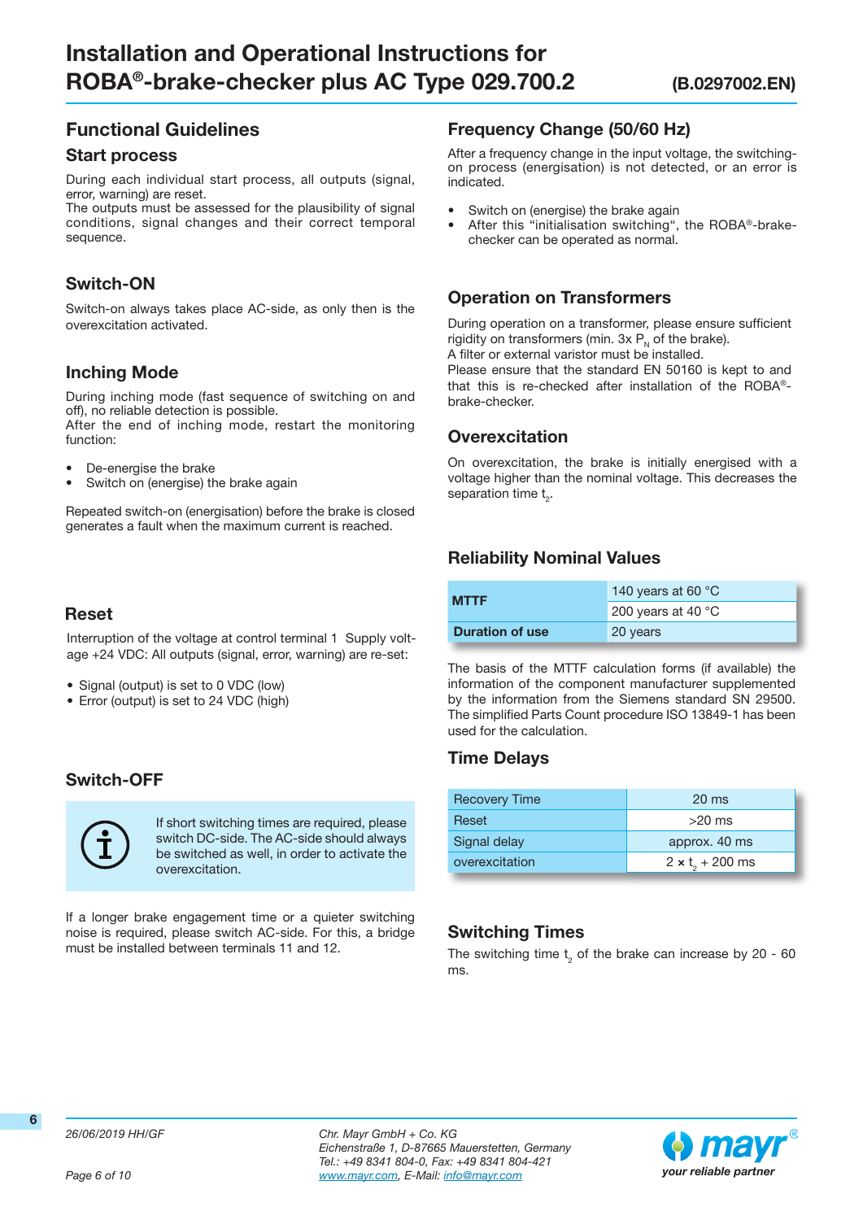# Installation and Operational Instructions for ROBA®-brake-checker plus AC Type 029.700.2 (B.0297002.EN)

## Functional Guidelines

### Start process

During each individual start process, all outputs (signal, error, warning) are reset.
The outputs must be assessed for the plausibility of signal conditions, signal changes and their correct temporal sequence.

### Switch-ON

Switch-on always takes place AC-side, as only then is the overexcitation activated.

### Inching Mode

During inching mode (fast sequence of switching on and off), no reliable detection is possible.
After the end of inching mode, restart the monitoring function:

- De-energise the brake
- Switch on (energise) the brake again

Repeated switch-on (energisation) before the brake is closed generates a fault when the maximum current is reached.

### Reset

Interruption of the voltage at control terminal 1 Supply voltage +24 VDC: All outputs (signal, error, warning) are re-set:

- Signal (output) is set to 0 VDC (low)
- Error (output) is set to 24 VDC (high)

### Switch-OFF

If short switching times are required, please switch DC-side. The AC-side should always be switched as well, in order to activate the overexcitation.

If a longer brake engagement time or a quieter switching noise is required, please switch AC-side. For this, a bridge must be installed between terminals 11 and 12.

### Frequency Change (50/60 Hz)

After a frequency change in the input voltage, the switching-on process (energisation) is not detected, or an error is indicated.

- Switch on (energise) the brake again
- After this "initialisation switching", the ROBA®-brake-checker can be operated as normal.

### Operation on Transformers

During operation on a transformer, please ensure sufficient rigidity on transformers (min. 3x $P_N$ of the brake).
A filter or external varistor must be installed.
Please ensure that the standard EN 50160 is kept to and that this is re-checked after installation of the ROBA®-brake-checker.

### Overexcitation

On overexcitation, the brake is initially energised with a voltage higher than the nominal voltage. This decreases the separation time $t_2$.

### Reliability Nominal Values

| | |
|---|---|
| **MTTF** | 140 years at 60 °C |
| | 200 years at 40 °C |
| **Duration of use** | 20 years |

The basis of the MTTF calculation forms (if available) the information of the component manufacturer supplemented by the information from the Siemens standard SN 29500. The simplified Parts Count procedure ISO 13849-1 has been used for the calculation.

### Time Delays

| | |
|---|---|
| Recovery Time | 20 ms |
| Reset | >20 ms |
| Signal delay | approx. 40 ms |
| overexcitation | $2 \times t_2$ + 200 ms |

### Switching Times

The switching time $t_2$ of the brake can increase by 20 - 60 ms.

26/06/2019 HH/GF

Chr. Mayr GmbH + Co. KG
Eichenstraße 1, D-87665 Mauerstetten, Germany
Tel.: +49 8341 804-0, Fax: +49 8341 804-421
www.mayr.com, E-Mail: info@mayr.com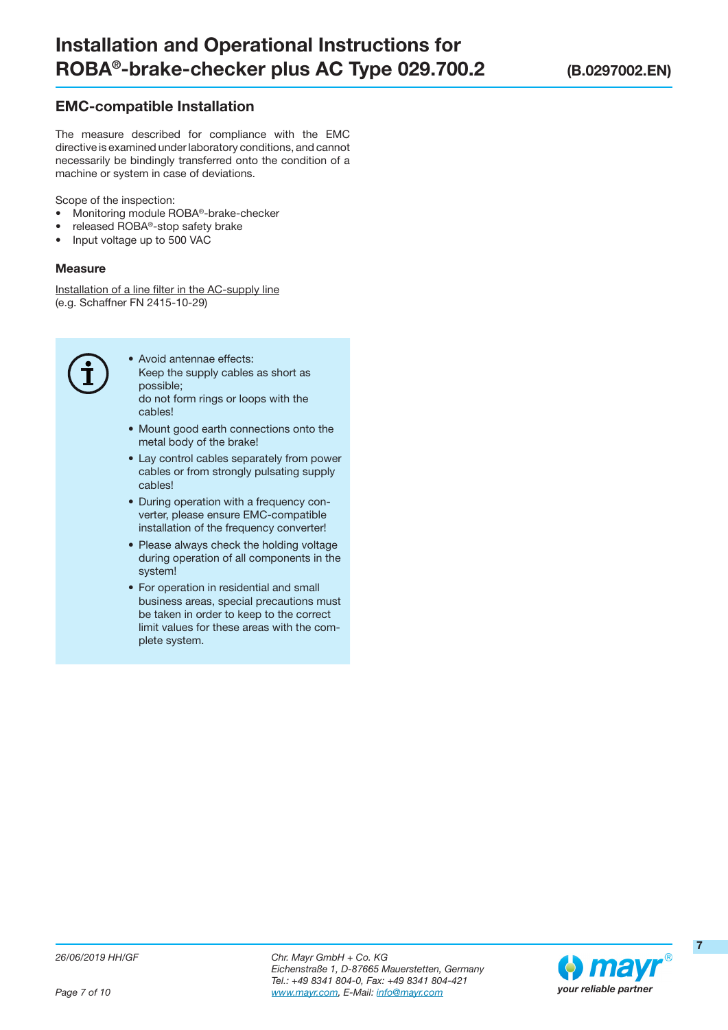## EMC-compatible Installation

The measure described for compliance with the EMC directive is examined under laboratory conditions, and cannot necessarily be bindingly transferred onto the condition of a machine or system in case of deviations.

Scope of the inspection:

- Monitoring module ROBA®-brake-checker
- released ROBA®-stop safety brake
- Input voltage up to 500 VAC

### Measure

Installation of a line filter in the AC-supply line
(e.g. Schaffner FN 2415-10-29)

- Avoid antennae effects:
  Keep the supply cables as short as possible;
  do not form rings or loops with the cables!
- Mount good earth connections onto the metal body of the brake!
- Lay control cables separately from power cables or from strongly pulsating supply cables!
- During operation with a frequency converter, please ensure EMC-compatible installation of the frequency converter!
- Please always check the holding voltage during operation of all components in the system!
- For operation in residential and small business areas, special precautions must be taken in order to keep to the correct limit values for these areas with the complete system.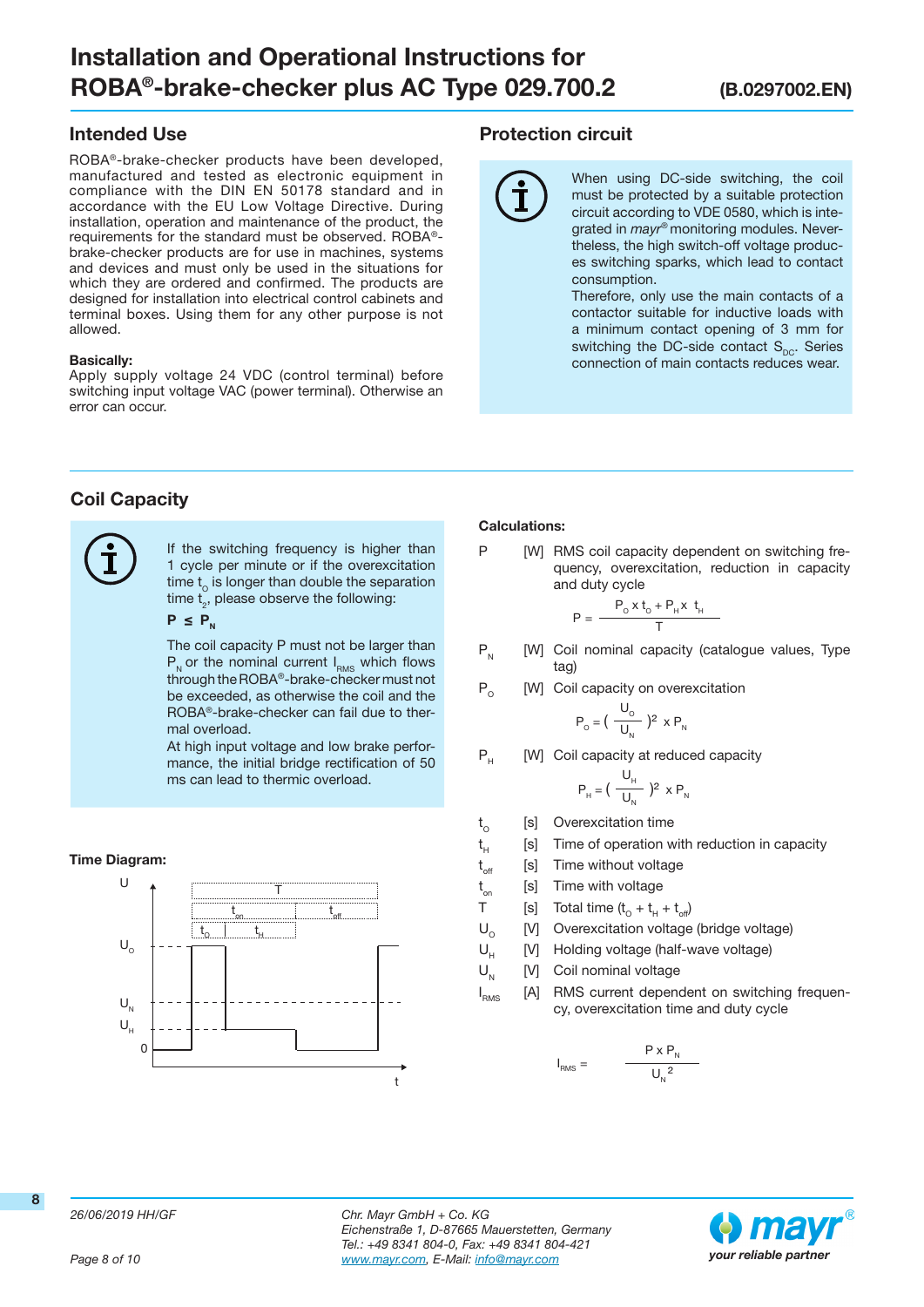# Installation and Operational Instructions for ROBA®-brake-checker plus AC Type 029.700.2

(B.0297002.EN)

## Intended Use

ROBA®-brake-checker products have been developed, manufactured and tested as electronic equipment in compliance with the DIN EN 50178 standard and in accordance with the EU Low Voltage Directive. During installation, operation and maintenance of the product, the requirements for the standard must be observed. ROBA®-brake-checker products are for use in machines, systems and devices and must only be used in the situations for which they are ordered and confirmed. The products are designed for installation into electrical control cabinets and terminal boxes. Using them for any other purpose is not allowed.

**Basically:**
Apply supply voltage 24 VDC (control terminal) before switching input voltage VAC (power terminal). Otherwise an error can occur.

## Protection circuit

When using DC-side switching, the coil must be protected by a suitable protection circuit according to VDE 0580, which is integrated in *mayr*® monitoring modules. Nevertheless, the high switch-off voltage produces switching sparks, which lead to contact consumption.
Therefore, only use the main contacts of a contactor suitable for inductive loads with a minimum contact opening of 3 mm for switching the DC-side contact $S_{DC}$. Series connection of main contacts reduces wear.

## Coil Capacity

If the switching frequency is higher than 1 cycle per minute or if the overexcitation time $t_O$ is longer than double the separation time $t_2$, please observe the following:

$$P \leq P_N$$

The coil capacity P must not be larger than $P_N$ or the nominal current $I_{RMS}$ which flows through the ROBA®-brake-checker must not be exceeded, as otherwise the coil and the ROBA®-brake-checker can fail due to thermal overload.
At high input voltage and low brake performance, the initial bridge rectification of 50 ms can lead to thermic overload.

**Time Diagram:**

(Diagram: voltage U over time t, showing levels $U_O$, $U_N$, $U_H$, 0 and time intervals T, $t_{on}$, $t_{off}$, $t_O$, $t_H$)

**Calculations:**

P [W] RMS coil capacity dependent on switching frequency, overexcitation, reduction in capacity and duty cycle

$$P = \frac{P_O \times t_O + P_H \times t_H}{T}$$

$P_N$ [W] Coil nominal capacity (catalogue values, Type tag)

$P_O$ [W] Coil capacity on overexcitation

$$P_O = \left(\frac{U_O}{U_N}\right)^2 \times P_N$$

$P_H$ [W] Coil capacity at reduced capacity

$$P_H = \left(\frac{U_H}{U_N}\right)^2 \times P_N$$

| | | |
|---|---|---|
| $t_O$ | [s] | Overexcitation time |
| $t_H$ | [s] | Time of operation with reduction in capacity |
| $t_{off}$ | [s] | Time without voltage |
| $t_{on}$ | [s] | Time with voltage |
| T | [s] | Total time ($t_O + t_H + t_{off}$) |
| $U_O$ | [V] | Overexcitation voltage (bridge voltage) |
| $U_H$ | [V] | Holding voltage (half-wave voltage) |
| $U_N$ | [V] | Coil nominal voltage |
| $I_{RMS}$ | [A] | RMS current dependent on switching frequency, overexcitation time and duty cycle |

$$I_{RMS} = \frac{P \times P_N}{U_N^2}$$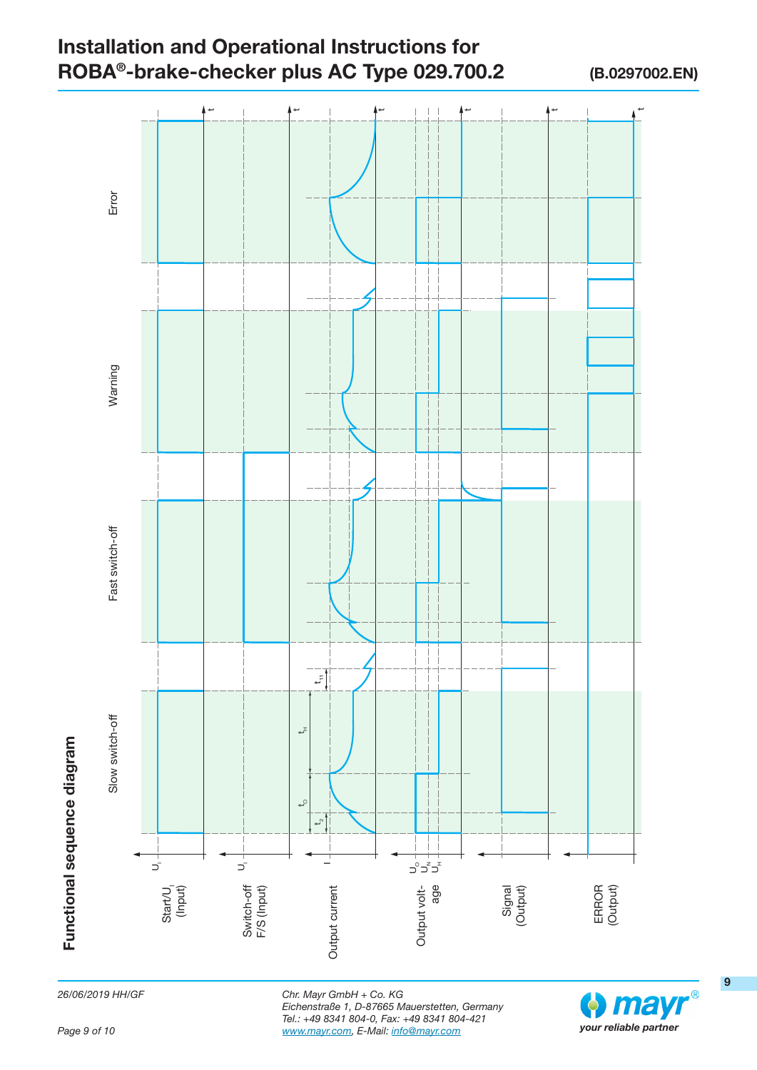## Functional sequence diagram

Slow switch-off

Fast switch-off

Warning

Error

Start/$U_I$ (Input) — $U_I$

Switch-off F/S (Input) — $U_I$

Output current — $I$, $t_O$, $t_H$, $t_{t1}$, $t_{t2}$

Output voltage — $U_O$, $U_N$, $U_H$

Signal (Output)

ERROR (Output)

t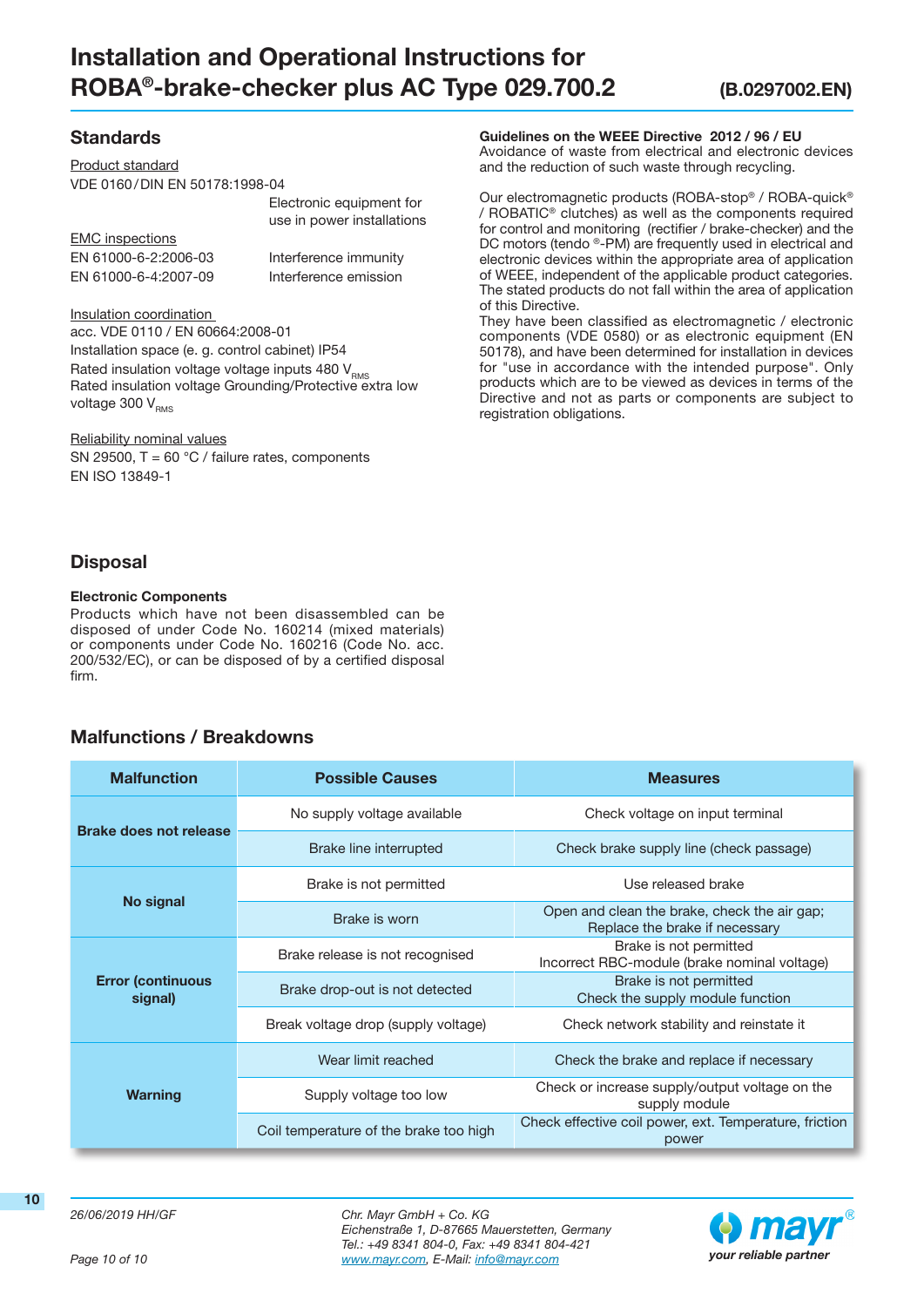## Standards

Product standard

VDE 0160 / DIN EN 50178:1998-04 — Electronic equipment for use in power installations

EMC inspections

EN 61000-6-2:2006-03 — Interference immunity

EN 61000-6-4:2007-09 — Interference emission

Insulation coordination

acc. VDE 0110 / EN 60664:2008-01

Installation space (e. g. control cabinet) IP54

Rated insulation voltage voltage inputs 480 $V_{RMS}$

Rated insulation voltage Grounding/Protective extra low voltage 300 $V_{RMS}$

Reliability nominal values

SN 29500, T = 60 °C / failure rates, components

EN ISO 13849-1

**Guidelines on the WEEE Directive 2012 / 96 / EU**

Avoidance of waste from electrical and electronic devices and the reduction of such waste through recycling.

Our electromagnetic products (ROBA-stop® / ROBA-quick® / ROBATIC® clutches) as well as the components required for control and monitoring (rectifier / brake-checker) and the DC motors (tendo ®-PM) are frequently used in electrical and electronic devices within the appropriate area of application of WEEE, independent of the applicable product categories. The stated products do not fall within the area of application of this Directive.

They have been classified as electromagnetic / electronic components (VDE 0580) or as electronic equipment (EN 50178), and have been determined for installation in devices for "use in accordance with the intended purpose". Only products which are to be viewed as devices in terms of the Directive and not as parts or components are subject to registration obligations.

## Disposal

**Electronic Components**

Products which have not been disassembled can be disposed of under Code No. 160214 (mixed materials) or components under Code No. 160216 (Code No. acc. 200/532/EC), or can be disposed of by a certified disposal firm.

## Malfunctions / Breakdowns

| Malfunction | Possible Causes | Measures |
|---|---|---|
| Brake does not release | No supply voltage available | Check voltage on input terminal |
| | Brake line interrupted | Check brake supply line (check passage) |
| No signal | Brake is not permitted | Use released brake |
| | Brake is worn | Open and clean the brake, check the air gap; Replace the brake if necessary |
| Error (continuous signal) | Brake release is not recognised | Brake is not permitted<br>Incorrect RBC-module (brake nominal voltage) |
| | Brake drop-out is not detected | Brake is not permitted<br>Check the supply module function |
| | Break voltage drop (supply voltage) | Check network stability and reinstate it |
| Warning | Wear limit reached | Check the brake and replace if necessary |
| | Supply voltage too low | Check or increase supply/output voltage on the supply module |
| | Coil temperature of the brake too high | Check effective coil power, ext. Temperature, friction power |